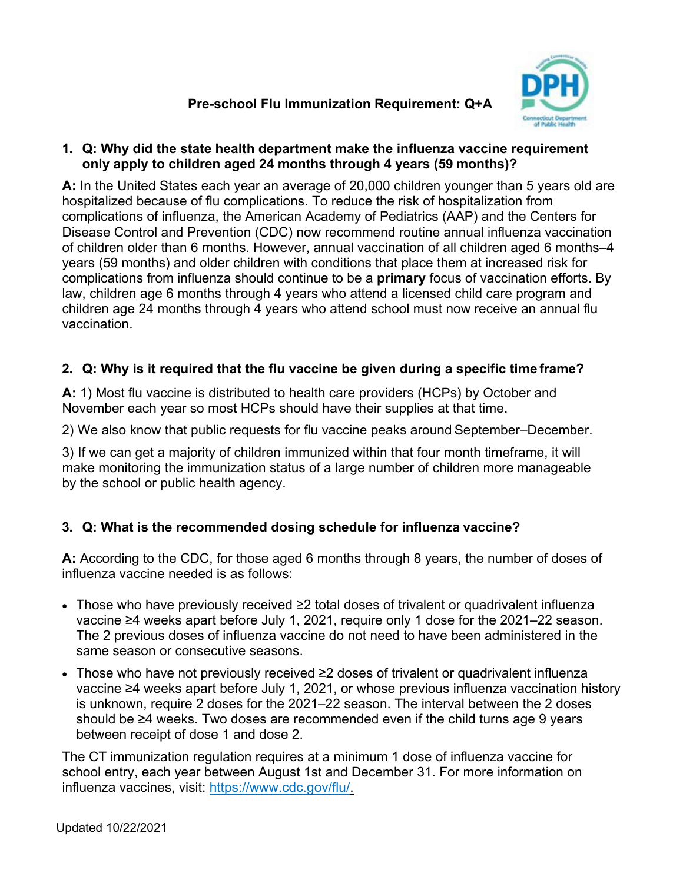# Pre-school Flu Immunization Requirement: Q+A

1. **Q: Why did the state health department make the influenza vaccine requirement only apply to children aged 24 months through 4 years (59 months)?**

**A:** In the United States each year an average of 20,000 children younger than 5 years old are hospitalized because of flu complications. To reduce the risk of hospitalization from complications of influenza, the American Academy of Pediatrics (AAP) and the Centers for Disease Control and Prevention (CDC) now recommend routine annual influenza vaccination of children older than 6 months. However, annual vaccination of all children aged 6 months–4 years (59 months) and older children with conditions that place them at increased risk for complications from influenza should continue to be a **primary** focus of vaccination efforts. By law, children age 6 months through 4 years who attend a licensed child care program and children age 24 months through 4 years who attend school must now receive an annual flu vaccination.

2. **Q: Why is it required that the flu vaccine be given during a specific time frame?**

**A:** 1) Most flu vaccine is distributed to health care providers (HCPs) by October and November each year so most HCPs should have their supplies at that time.

2) We also know that public requests for flu vaccine peaks around September–December.

3) If we can get a majority of children immunized within that four month timeframe, it will make monitoring the immunization status of a large number of children more manageable by the school or public health agency.

3. **Q: What is the recommended dosing schedule for influenza vaccine?**

**A:** According to the CDC, for those aged 6 months through 8 years, the number of doses of influenza vaccine needed is as follows:

- Those who have previously received ≥2 total doses of trivalent or quadrivalent influenza vaccine ≥4 weeks apart before July 1, 2021, require only 1 dose for the 2021–22 season. The 2 previous doses of influenza vaccine do not need to have been administered in the same season or consecutive seasons.
- Those who have not previously received ≥2 doses of trivalent or quadrivalent influenza vaccine ≥4 weeks apart before July 1, 2021, or whose previous influenza vaccination history is unknown, require 2 doses for the 2021–22 season. The interval between the 2 doses should be ≥4 weeks. Two doses are recommended even if the child turns age 9 years between receipt of dose 1 and dose 2.

The CT immunization regulation requires at a minimum 1 dose of influenza vaccine for school entry, each year between August 1st and December 31. For more information on influenza vaccines, visit: [https://www.cdc.gov/flu/](https://www.cdc.gov/flu/).

Updated 10/22/2021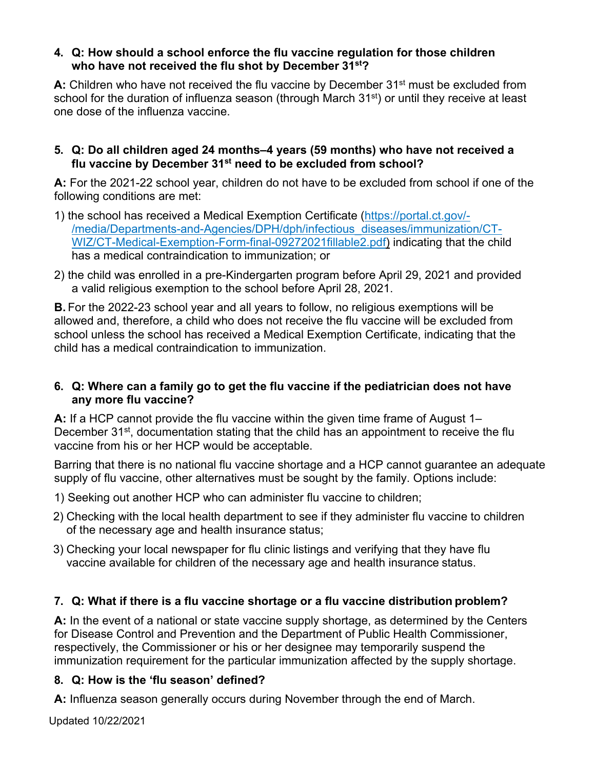**4. Q: How should a school enforce the flu vaccine regulation for those children who have not received the flu shot by December 31st?**

**A:** Children who have not received the flu vaccine by December 31st must be excluded from school for the duration of influenza season (through March 31st) or until they receive at least one dose of the influenza vaccine.

**5. Q: Do all children aged 24 months–4 years (59 months) who have not received a flu vaccine by December 31st need to be excluded from school?**

**A:** For the 2021-22 school year, children do not have to be excluded from school if one of the following conditions are met:

1) the school has received a Medical Exemption Certificate ([https://portal.ct.gov/-/media/Departments-and-Agencies/DPH/dph/infectious_diseases/immunization/CT-WIZ/CT-Medical-Exemption-Form-final-09272021fillable2.pdf](https://portal.ct.gov/-/media/Departments-and-Agencies/DPH/dph/infectious_diseases/immunization/CT-WIZ/CT-Medical-Exemption-Form-final-09272021fillable2.pdf)) indicating that the child has a medical contraindication to immunization; or
2) the child was enrolled in a pre-Kindergarten program before April 29, 2021 and provided a valid religious exemption to the school before April 28, 2021.

**B.** For the 2022-23 school year and all years to follow, no religious exemptions will be allowed and, therefore, a child who does not receive the flu vaccine will be excluded from school unless the school has received a Medical Exemption Certificate, indicating that the child has a medical contraindication to immunization.

**6. Q: Where can a family go to get the flu vaccine if the pediatrician does not have any more flu vaccine?**

**A:** If a HCP cannot provide the flu vaccine within the given time frame of August 1–December 31st, documentation stating that the child has an appointment to receive the flu vaccine from his or her HCP would be acceptable.

Barring that there is no national flu vaccine shortage and a HCP cannot guarantee an adequate supply of flu vaccine, other alternatives must be sought by the family. Options include:

1) Seeking out another HCP who can administer flu vaccine to children;
2) Checking with the local health department to see if they administer flu vaccine to children of the necessary age and health insurance status;
3) Checking your local newspaper for flu clinic listings and verifying that they have flu vaccine available for children of the necessary age and health insurance status.

**7. Q: What if there is a flu vaccine shortage or a flu vaccine distribution problem?**

**A:** In the event of a national or state vaccine supply shortage, as determined by the Centers for Disease Control and Prevention and the Department of Public Health Commissioner, respectively, the Commissioner or his or her designee may temporarily suspend the immunization requirement for the particular immunization affected by the supply shortage.

**8. Q: How is the 'flu season' defined?**

**A:** Influenza season generally occurs during November through the end of March.

Updated 10/22/2021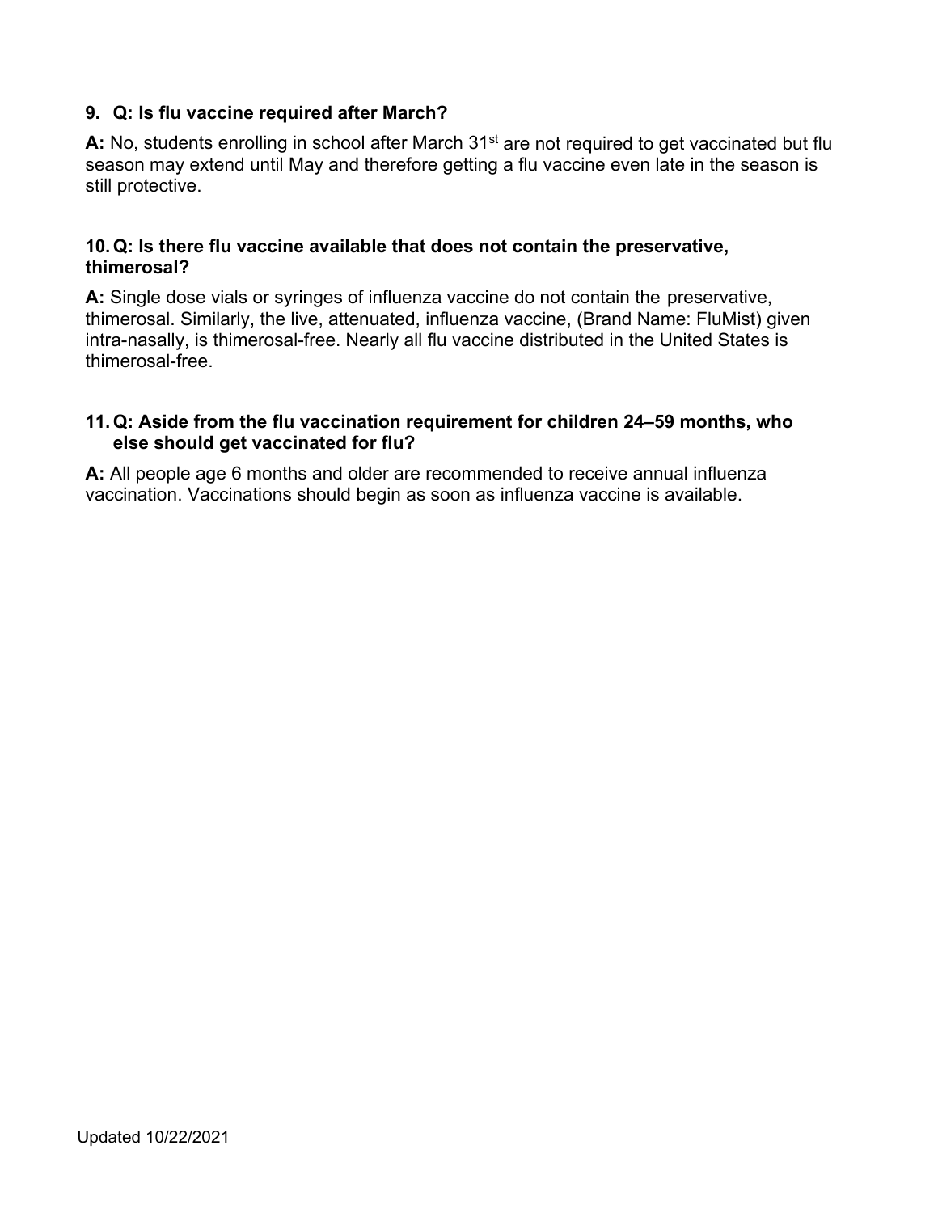**9. Q: Is flu vaccine required after March?**

**A:** No, students enrolling in school after March 31st are not required to get vaccinated but flu season may extend until May and therefore getting a flu vaccine even late in the season is still protective.

**10. Q: Is there flu vaccine available that does not contain the preservative, thimerosal?**

**A:** Single dose vials or syringes of influenza vaccine do not contain the preservative, thimerosal. Similarly, the live, attenuated, influenza vaccine, (Brand Name: FluMist) given intra-nasally, is thimerosal-free. Nearly all flu vaccine distributed in the United States is thimerosal-free.

**11. Q: Aside from the flu vaccination requirement for children 24–59 months, who else should get vaccinated for flu?**

**A:** All people age 6 months and older are recommended to receive annual influenza vaccination. Vaccinations should begin as soon as influenza vaccine is available.

Updated 10/22/2021